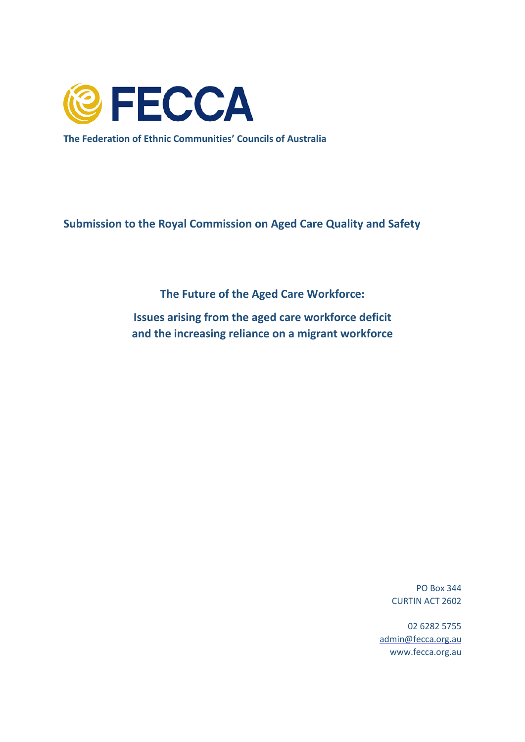# FECCA

**The Federation of Ethnic Communities' Councils of Australia**

## Submission to the Royal Commission on Aged Care Quality and Safety

### The Future of the Aged Care Workforce:

### Issues arising from the aged care workforce deficit and the increasing reliance on a migrant workforce

PO Box 344
CURTIN ACT 2602

02 6282 5755
admin@fecca.org.au
www.fecca.org.au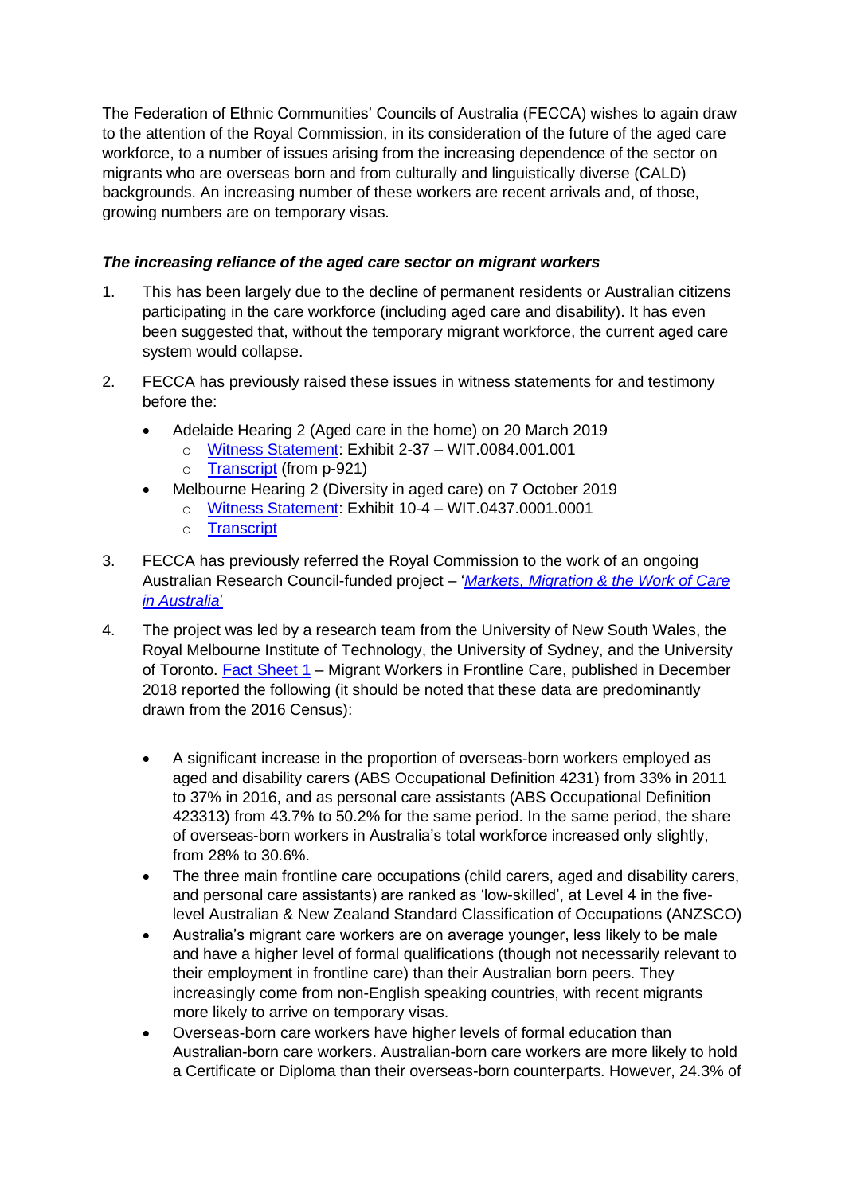The Federation of Ethnic Communities' Councils of Australia (FECCA) wishes to again draw to the attention of the Royal Commission, in its consideration of the future of the aged care workforce, to a number of issues arising from the increasing dependence of the sector on migrants who are overseas born and from culturally and linguistically diverse (CALD) backgrounds. An increasing number of these workers are recent arrivals and, of those, growing numbers are on temporary visas.

***The increasing reliance of the aged care sector on migrant workers***

1. This has been largely due to the decline of permanent residents or Australian citizens participating in the care workforce (including aged care and disability). It has even been suggested that, without the temporary migrant workforce, the current aged care system would collapse.

2. FECCA has previously raised these issues in witness statements for and testimony before the:
   - Adelaide Hearing 2 (Aged care in the home) on 20 March 2019
     - Witness Statement: Exhibit 2-37 – WIT.0084.001.001
     - Transcript (from p-921)
   - Melbourne Hearing 2 (Diversity in aged care) on 7 October 2019
     - Witness Statement: Exhibit 10-4 – WIT.0437.0001.0001
     - Transcript

3. FECCA has previously referred the Royal Commission to the work of an ongoing Australian Research Council-funded project – '*Markets, Migration & the Work of Care in Australia*'

4. The project was led by a research team from the University of New South Wales, the Royal Melbourne Institute of Technology, the University of Sydney, and the University of Toronto. Fact Sheet 1 – Migrant Workers in Frontline Care, published in December 2018 reported the following (it should be noted that these data are predominantly drawn from the 2016 Census):

   - A significant increase in the proportion of overseas-born workers employed as aged and disability carers (ABS Occupational Definition 4231) from 33% in 2011 to 37% in 2016, and as personal care assistants (ABS Occupational Definition 423313) from 43.7% to 50.2% for the same period. In the same period, the share of overseas-born workers in Australia's total workforce increased only slightly, from 28% to 30.6%.
   - The three main frontline care occupations (child carers, aged and disability carers, and personal care assistants) are ranked as 'low-skilled', at Level 4 in the five-level Australian & New Zealand Standard Classification of Occupations (ANZSCO)
   - Australia's migrant care workers are on average younger, less likely to be male and have a higher level of formal qualifications (though not necessarily relevant to their employment in frontline care) than their Australian born peers. They increasingly come from non-English speaking countries, with recent migrants more likely to arrive on temporary visas.
   - Overseas-born care workers have higher levels of formal education than Australian-born care workers. Australian-born care workers are more likely to hold a Certificate or Diploma than their overseas-born counterparts. However, 24.3% of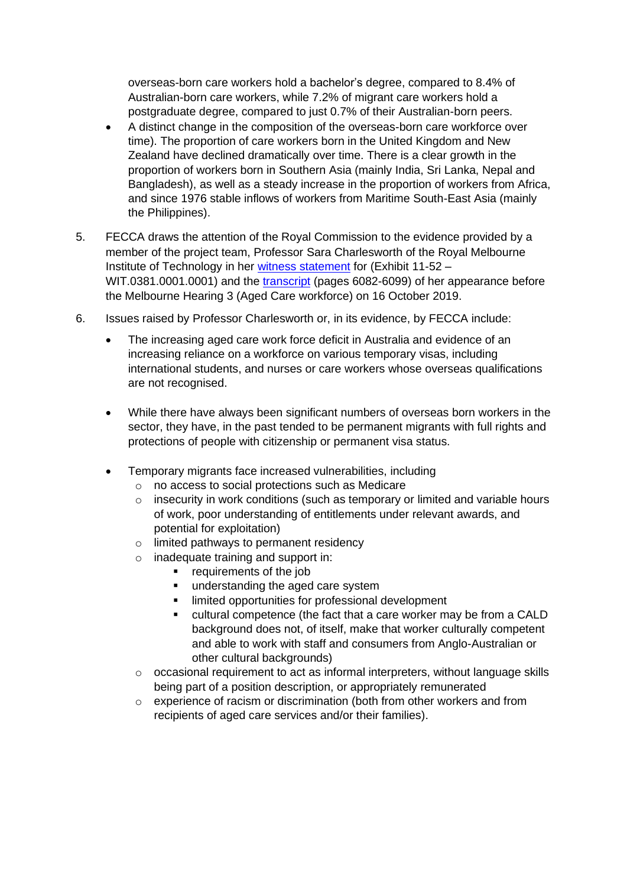overseas-born care workers hold a bachelor's degree, compared to 8.4% of Australian-born care workers, while 7.2% of migrant care workers hold a postgraduate degree, compared to just 0.7% of their Australian-born peers.

- A distinct change in the composition of the overseas-born care workforce over time). The proportion of care workers born in the United Kingdom and New Zealand have declined dramatically over time. There is a clear growth in the proportion of workers born in Southern Asia (mainly India, Sri Lanka, Nepal and Bangladesh), as well as a steady increase in the proportion of workers from Africa, and since 1976 stable inflows of workers from Maritime South-East Asia (mainly the Philippines).

5. FECCA draws the attention of the Royal Commission to the evidence provided by a member of the project team, Professor Sara Charlesworth of the Royal Melbourne Institute of Technology in her witness statement for (Exhibit 11-52 – WIT.0381.0001.0001) and the transcript (pages 6082-6099) of her appearance before the Melbourne Hearing 3 (Aged Care workforce) on 16 October 2019.

6. Issues raised by Professor Charlesworth or, in its evidence, by FECCA include:

   - The increasing aged care work force deficit in Australia and evidence of an increasing reliance on a workforce on various temporary visas, including international students, and nurses or care workers whose overseas qualifications are not recognised.

   - While there have always been significant numbers of overseas born workers in the sector, they have, in the past tended to be permanent migrants with full rights and protections of people with citizenship or permanent visa status.

   - Temporary migrants face increased vulnerabilities, including
     - no access to social protections such as Medicare
     - insecurity in work conditions (such as temporary or limited and variable hours of work, poor understanding of entitlements under relevant awards, and potential for exploitation)
     - limited pathways to permanent residency
     - inadequate training and support in:
       - requirements of the job
       - understanding the aged care system
       - limited opportunities for professional development
       - cultural competence (the fact that a care worker may be from a CALD background does not, of itself, make that worker culturally competent and able to work with staff and consumers from Anglo-Australian or other cultural backgrounds)
     - occasional requirement to act as informal interpreters, without language skills being part of a position description, or appropriately remunerated
     - experience of racism or discrimination (both from other workers and from recipients of aged care services and/or their families).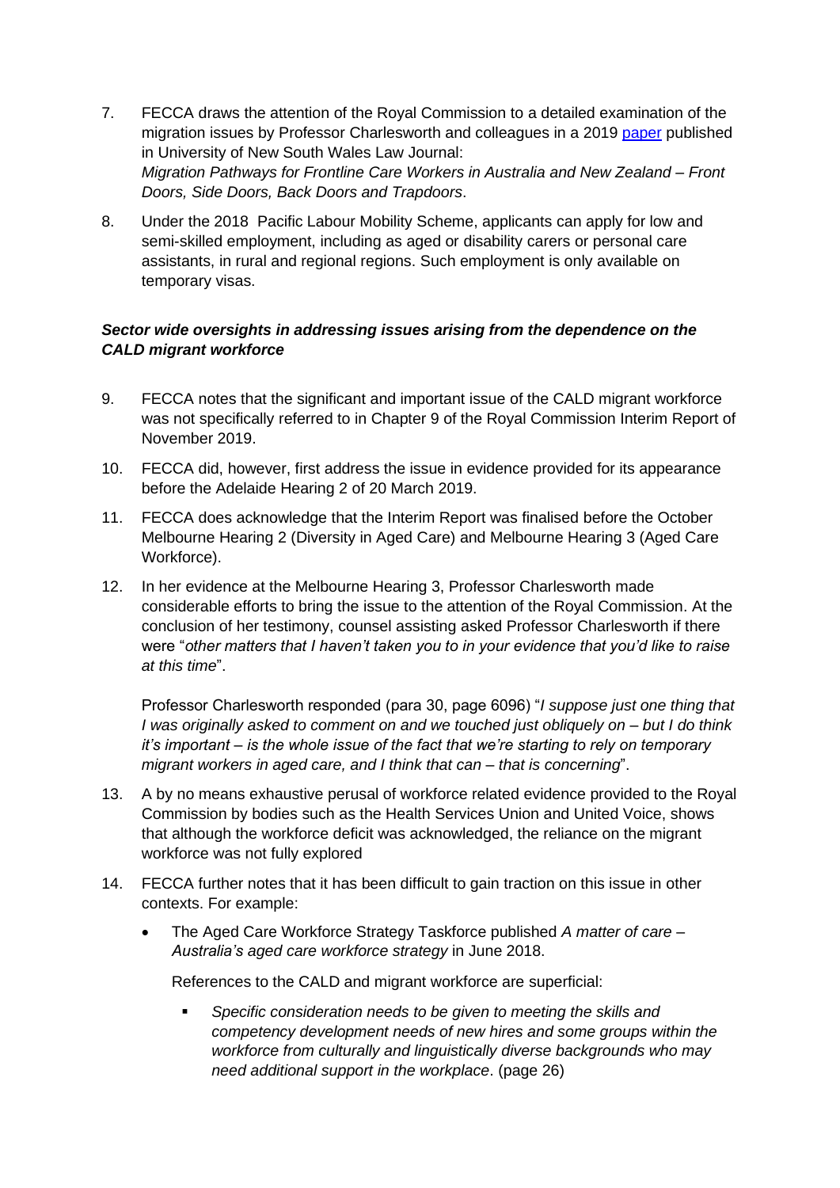7. FECCA draws the attention of the Royal Commission to a detailed examination of the migration issues by Professor Charlesworth and colleagues in a 2019 paper published in University of New South Wales Law Journal: *Migration Pathways for Frontline Care Workers in Australia and New Zealand – Front Doors, Side Doors, Back Doors and Trapdoors*.

8. Under the 2018 Pacific Labour Mobility Scheme, applicants can apply for low and semi-skilled employment, including as aged or disability carers or personal care assistants, in rural and regional regions. Such employment is only available on temporary visas.

### ***Sector wide oversights in addressing issues arising from the dependence on the CALD migrant workforce***

9. FECCA notes that the significant and important issue of the CALD migrant workforce was not specifically referred to in Chapter 9 of the Royal Commission Interim Report of November 2019.

10. FECCA did, however, first address the issue in evidence provided for its appearance before the Adelaide Hearing 2 of 20 March 2019.

11. FECCA does acknowledge that the Interim Report was finalised before the October Melbourne Hearing 2 (Diversity in Aged Care) and Melbourne Hearing 3 (Aged Care Workforce).

12. In her evidence at the Melbourne Hearing 3, Professor Charlesworth made considerable efforts to bring the issue to the attention of the Royal Commission. At the conclusion of her testimony, counsel assisting asked Professor Charlesworth if there were "*other matters that I haven't taken you to in your evidence that you'd like to raise at this time*".

    Professor Charlesworth responded (para 30, page 6096) "*I suppose just one thing that I was originally asked to comment on and we touched just obliquely on – but I do think it's important – is the whole issue of the fact that we're starting to rely on temporary migrant workers in aged care, and I think that can – that is concerning*".

13. A by no means exhaustive perusal of workforce related evidence provided to the Royal Commission by bodies such as the Health Services Union and United Voice, shows that although the workforce deficit was acknowledged, the reliance on the migrant workforce was not fully explored

14. FECCA further notes that it has been difficult to gain traction on this issue in other contexts. For example:

    - The Aged Care Workforce Strategy Taskforce published *A matter of care – Australia's aged care workforce strategy* in June 2018.

      References to the CALD and migrant workforce are superficial:

      - *Specific consideration needs to be given to meeting the skills and competency development needs of new hires and some groups within the workforce from culturally and linguistically diverse backgrounds who may need additional support in the workplace*. (page 26)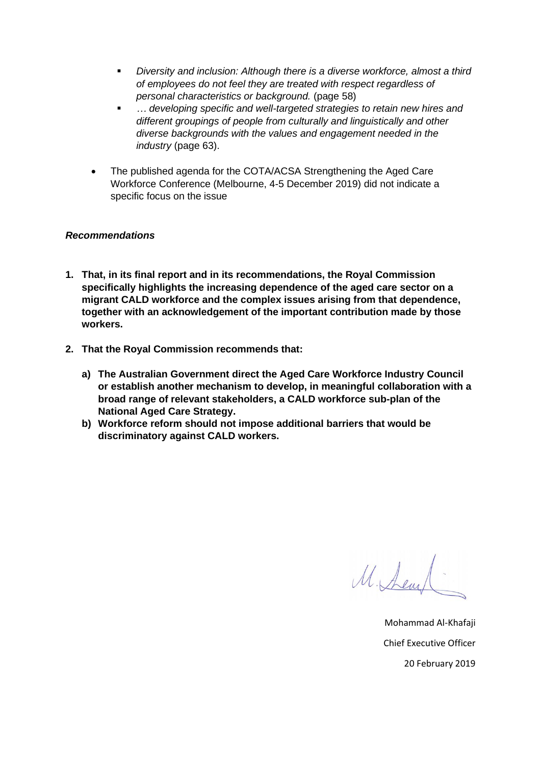- *Diversity and inclusion: Although there is a diverse workforce, almost a third of employees do not feel they are treated with respect regardless of personal characteristics or background.* (page 58)
  - *… developing specific and well-targeted strategies to retain new hires and different groupings of people from culturally and linguistically and other diverse backgrounds with the values and engagement needed in the industry* (page 63).

- The published agenda for the COTA/ACSA Strengthening the Aged Care Workforce Conference (Melbourne, 4-5 December 2019) did not indicate a specific focus on the issue

***Recommendations***

1. **That, in its final report and in its recommendations, the Royal Commission specifically highlights the increasing dependence of the aged care sector on a migrant CALD workforce and the complex issues arising from that dependence, together with an acknowledgement of the important contribution made by those workers.**

2. **That the Royal Commission recommends that:**

   a) **The Australian Government direct the Aged Care Workforce Industry Council or establish another mechanism to develop, in meaningful collaboration with a broad range of relevant stakeholders, a CALD workforce sub-plan of the National Aged Care Strategy.**

   b) **Workforce reform should not impose additional barriers that would be discriminatory against CALD workers.**

Mohammad Al-Khafaji

Chief Executive Officer

20 February 2019